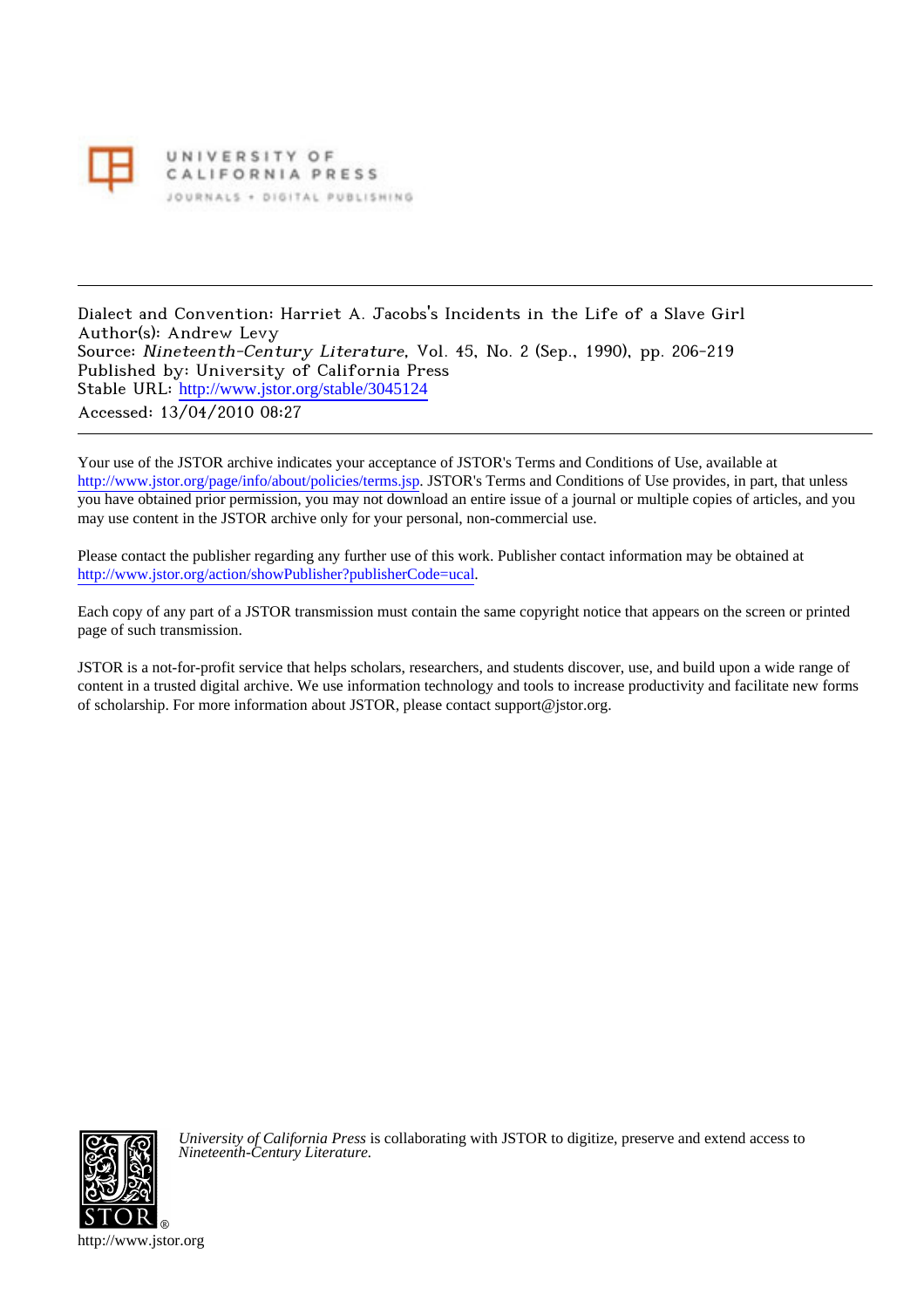UNIVERSITY OF CALIFORNIA PRESS
JOURNALS • DIGITAL PUBLISHING

---

Dialect and Convention: Harriet A. Jacobs's Incidents in the Life of a Slave Girl
Author(s): Andrew Levy
Source: *Nineteenth-Century Literature*, Vol. 45, No. 2 (Sep., 1990), pp. 206-219
Published by: University of California Press
Stable URL: http://www.jstor.org/stable/3045124
Accessed: 13/04/2010 08:27

---

Your use of the JSTOR archive indicates your acceptance of JSTOR's Terms and Conditions of Use, available at http://www.jstor.org/page/info/about/policies/terms.jsp. JSTOR's Terms and Conditions of Use provides, in part, that unless you have obtained prior permission, you may not download an entire issue of a journal or multiple copies of articles, and you may use content in the JSTOR archive only for your personal, non-commercial use.

Please contact the publisher regarding any further use of this work. Publisher contact information may be obtained at http://www.jstor.org/action/showPublisher?publisherCode=ucal.

Each copy of any part of a JSTOR transmission must contain the same copyright notice that appears on the screen or printed page of such transmission.

JSTOR is a not-for-profit service that helps scholars, researchers, and students discover, use, and build upon a wide range of content in a trusted digital archive. We use information technology and tools to increase productivity and facilitate new forms of scholarship. For more information about JSTOR, please contact support@jstor.org.

*University of California Press* is collaborating with JSTOR to digitize, preserve and extend access to *Nineteenth-Century Literature.*

http://www.jstor.org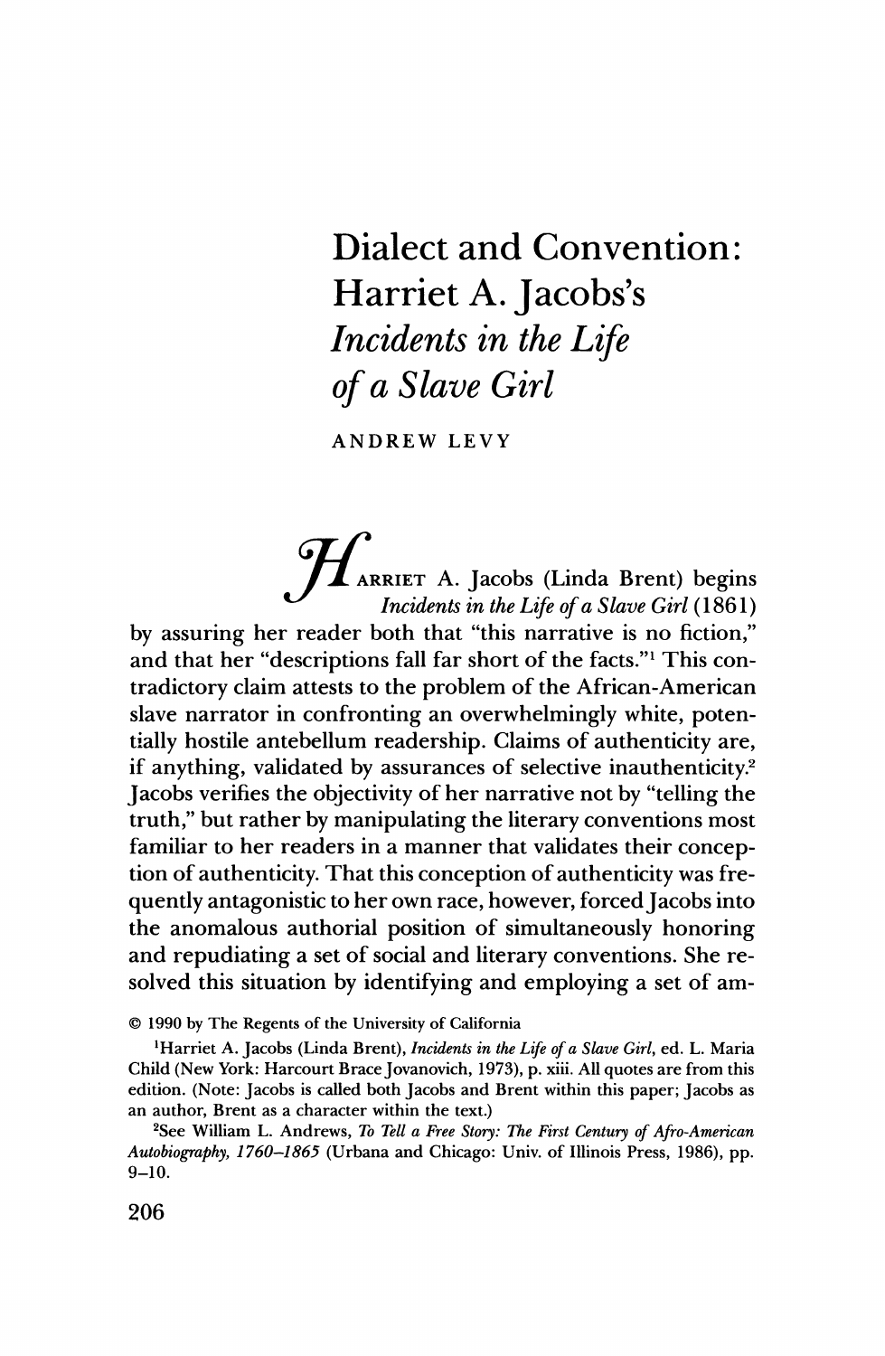# Dialect and Convention: Harriet A. Jacobs's *Incidents in the Life of a Slave Girl*

ANDREW LEVY

HARRIET A. Jacobs (Linda Brent) begins *Incidents in the Life of a Slave Girl* (1861) by assuring her reader both that "this narrative is no fiction," and that her "descriptions fall far short of the facts."[1] This contradictory claim attests to the problem of the African-American slave narrator in confronting an overwhelmingly white, potentially hostile antebellum readership. Claims of authenticity are, if anything, validated by assurances of selective inauthenticity.[2] Jacobs verifies the objectivity of her narrative not by "telling the truth," but rather by manipulating the literary conventions most familiar to her readers in a manner that validates their conception of authenticity. That this conception of authenticity was frequently antagonistic to her own race, however, forced Jacobs into the anomalous authorial position of simultaneously honoring and repudiating a set of social and literary conventions. She resolved this situation by identifying and employing a set of am-

© 1990 by The Regents of the University of California

[1]Harriet A. Jacobs (Linda Brent), *Incidents in the Life of a Slave Girl*, ed. L. Maria Child (New York: Harcourt Brace Jovanovich, 1973), p. xiii. All quotes are from this edition. (Note: Jacobs is called both Jacobs and Brent within this paper; Jacobs as an author, Brent as a character within the text.)

[2]See William L. Andrews, *To Tell a Free Story: The First Century of Afro-American Autobiography, 1760–1865* (Urbana and Chicago: Univ. of Illinois Press, 1986), pp. 9–10.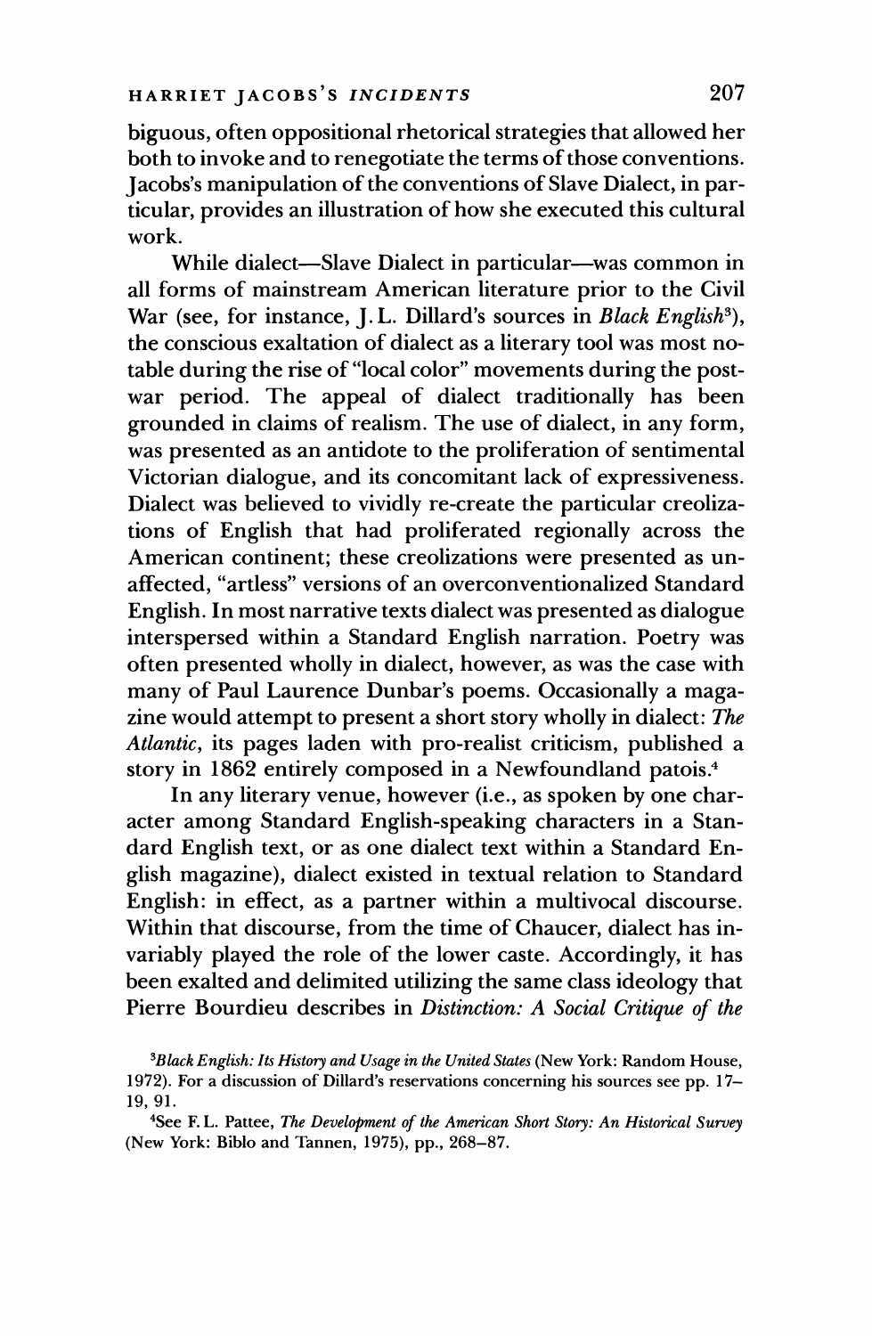biguous, often oppositional rhetorical strategies that allowed her both to invoke and to renegotiate the terms of those conventions. Jacobs's manipulation of the conventions of Slave Dialect, in particular, provides an illustration of how she executed this cultural work.

While dialect—Slave Dialect in particular—was common in all forms of mainstream American literature prior to the Civil War (see, for instance, J. L. Dillard's sources in *Black English*[3]), the conscious exaltation of dialect as a literary tool was most notable during the rise of "local color" movements during the postwar period. The appeal of dialect traditionally has been grounded in claims of realism. The use of dialect, in any form, was presented as an antidote to the proliferation of sentimental Victorian dialogue, and its concomitant lack of expressiveness. Dialect was believed to vividly re-create the particular creolizations of English that had proliferated regionally across the American continent; these creolizations were presented as unaffected, "artless" versions of an overconventionalized Standard English. In most narrative texts dialect was presented as dialogue interspersed within a Standard English narration. Poetry was often presented wholly in dialect, however, as was the case with many of Paul Laurence Dunbar's poems. Occasionally a magazine would attempt to present a short story wholly in dialect: *The Atlantic*, its pages laden with pro-realist criticism, published a story in 1862 entirely composed in a Newfoundland patois.[4]

In any literary venue, however (i.e., as spoken by one character among Standard English-speaking characters in a Standard English text, or as one dialect text within a Standard English magazine), dialect existed in textual relation to Standard English: in effect, as a partner within a multivocal discourse. Within that discourse, from the time of Chaucer, dialect has invariably played the role of the lower caste. Accordingly, it has been exalted and delimited utilizing the same class ideology that Pierre Bourdieu describes in *Distinction: A Social Critique of the*

[3]*Black English: Its History and Usage in the United States* (New York: Random House, 1972). For a discussion of Dillard's reservations concerning his sources see pp. 17–19, 91.

[4]See F. L. Pattee, *The Development of the American Short Story: An Historical Survey* (New York: Biblo and Tannen, 1975), pp., 268–87.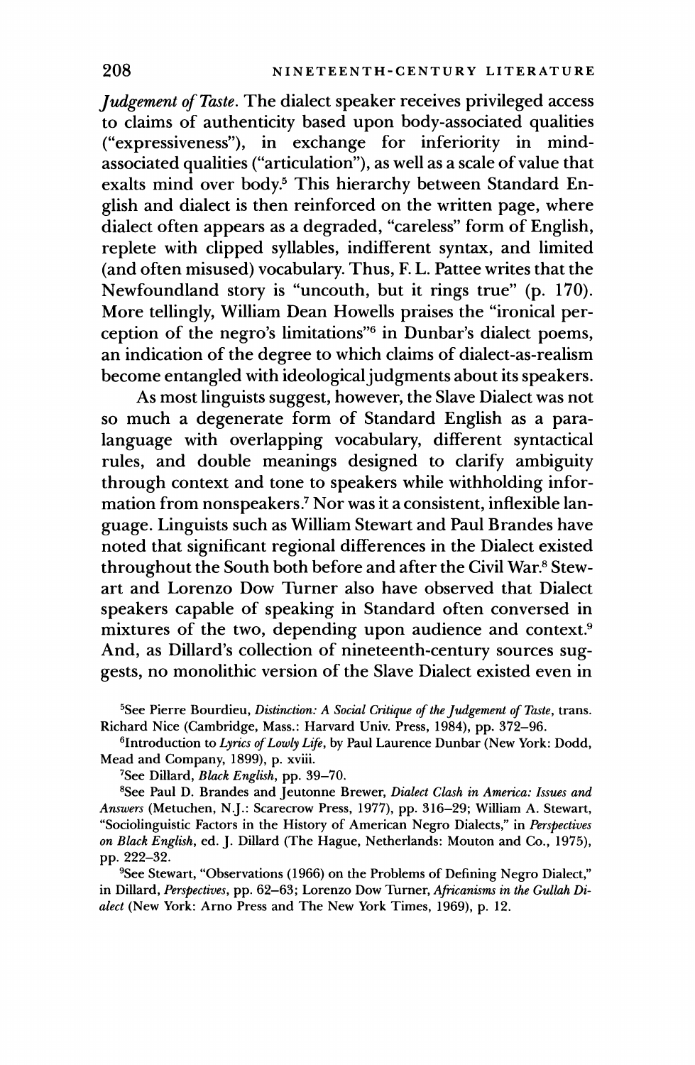*Judgement of Taste*. The dialect speaker receives privileged access to claims of authenticity based upon body-associated qualities ("expressiveness"), in exchange for inferiority in mind-associated qualities ("articulation"), as well as a scale of value that exalts mind over body.[5] This hierarchy between Standard English and dialect is then reinforced on the written page, where dialect often appears as a degraded, "careless" form of English, replete with clipped syllables, indifferent syntax, and limited (and often misused) vocabulary. Thus, F. L. Pattee writes that the Newfoundland story is "uncouth, but it rings true" (p. 170). More tellingly, William Dean Howells praises the "ironical perception of the negro's limitations"[6] in Dunbar's dialect poems, an indication of the degree to which claims of dialect-as-realism become entangled with ideological judgments about its speakers.

As most linguists suggest, however, the Slave Dialect was not so much a degenerate form of Standard English as a para-language with overlapping vocabulary, different syntactical rules, and double meanings designed to clarify ambiguity through context and tone to speakers while withholding information from nonspeakers.[7] Nor was it a consistent, inflexible language. Linguists such as William Stewart and Paul Brandes have noted that significant regional differences in the Dialect existed throughout the South both before and after the Civil War.[8] Stewart and Lorenzo Dow Turner also have observed that Dialect speakers capable of speaking in Standard often conversed in mixtures of the two, depending upon audience and context.[9] And, as Dillard's collection of nineteenth-century sources suggests, no monolithic version of the Slave Dialect existed even in

[5]See Pierre Bourdieu, *Distinction: A Social Critique of the Judgement of Taste*, trans. Richard Nice (Cambridge, Mass.: Harvard Univ. Press, 1984), pp. 372–96.

[6]Introduction to *Lyrics of Lowly Life*, by Paul Laurence Dunbar (New York: Dodd, Mead and Company, 1899), p. xviii.

[7]See Dillard, *Black English*, pp. 39–70.

[8]See Paul D. Brandes and Jeutonne Brewer, *Dialect Clash in America: Issues and Answers* (Metuchen, N.J.: Scarecrow Press, 1977), pp. 316–29; William A. Stewart, "Sociolinguistic Factors in the History of American Negro Dialects," in *Perspectives on Black English*, ed. J. Dillard (The Hague, Netherlands: Mouton and Co., 1975), pp. 222–32.

[9]See Stewart, "Observations (1966) on the Problems of Defining Negro Dialect," in Dillard, *Perspectives*, pp. 62–63; Lorenzo Dow Turner, *Africanisms in the Gullah Dialect* (New York: Arno Press and The New York Times, 1969), p. 12.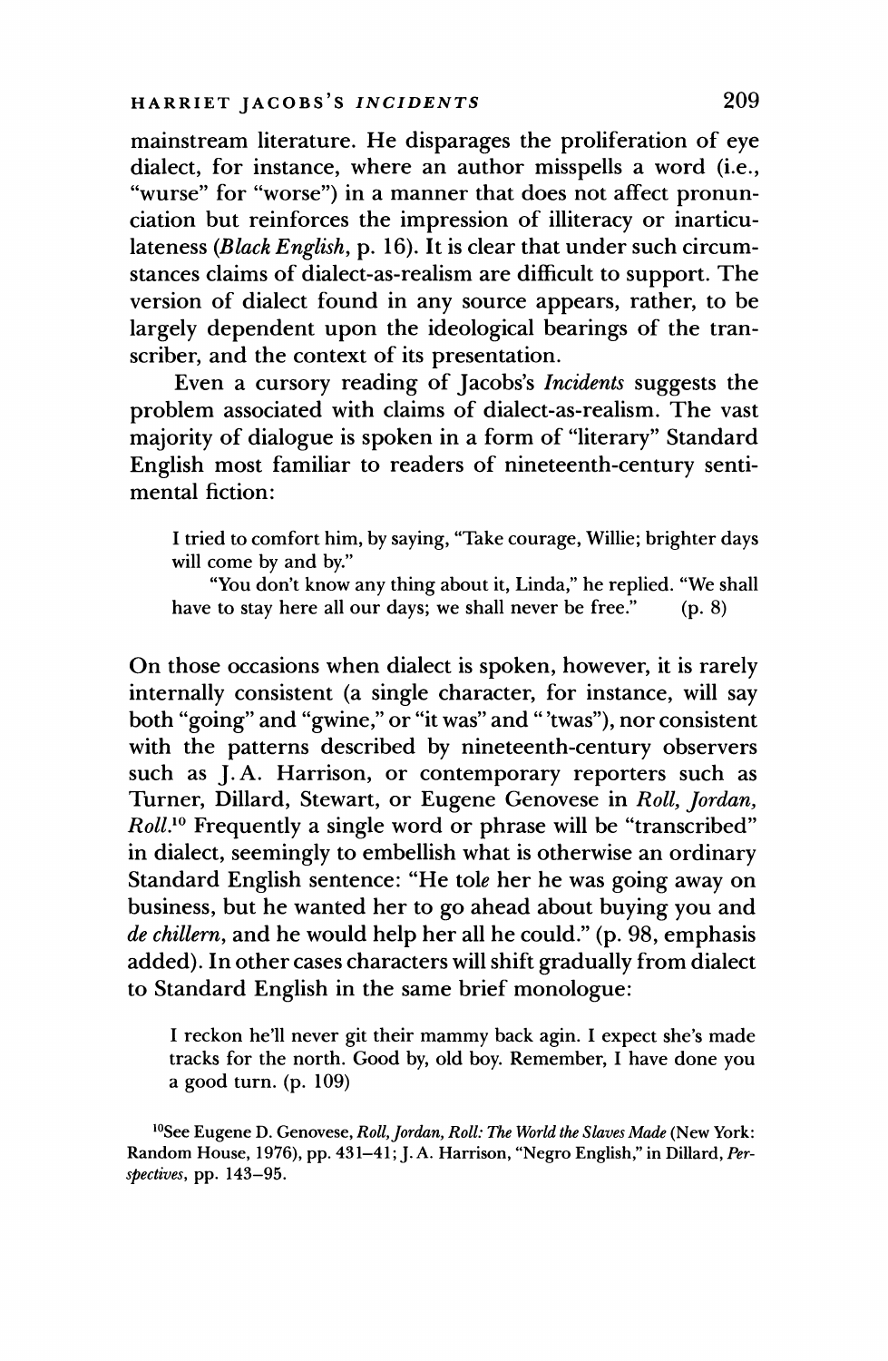mainstream literature. He disparages the proliferation of eye dialect, for instance, where an author misspells a word (i.e., "wurse" for "worse") in a manner that does not affect pronunciation but reinforces the impression of illiteracy or inarticulateness (*Black English*, p. 16). It is clear that under such circumstances claims of dialect-as-realism are difficult to support. The version of dialect found in any source appears, rather, to be largely dependent upon the ideological bearings of the transcriber, and the context of its presentation.

Even a cursory reading of Jacobs's *Incidents* suggests the problem associated with claims of dialect-as-realism. The vast majority of dialogue is spoken in a form of "literary" Standard English most familiar to readers of nineteenth-century sentimental fiction:

> I tried to comfort him, by saying, "Take courage, Willie; brighter days will come by and by."
>
> "You don't know any thing about it, Linda," he replied. "We shall have to stay here all our days; we shall never be free." (p. 8)

On those occasions when dialect is spoken, however, it is rarely internally consistent (a single character, for instance, will say both "going" and "gwine," or "it was" and "'twas"), nor consistent with the patterns described by nineteenth-century observers such as J. A. Harrison, or contemporary reporters such as Turner, Dillard, Stewart, or Eugene Genovese in *Roll, Jordan, Roll*.[10] Frequently a single word or phrase will be "transcribed" in dialect, seemingly to embellish what is otherwise an ordinary Standard English sentence: "He tol*e* her he was going away on business, but he wanted her to go ahead about buying you and *de chillern*, and he would help her all he could." (p. 98, emphasis added). In other cases characters will shift gradually from dialect to Standard English in the same brief monologue:

> I reckon he'll never git their mammy back agin. I expect she's made tracks for the north. Good by, old boy. Remember, I have done you a good turn. (p. 109)

[10] See Eugene D. Genovese, *Roll, Jordan, Roll: The World the Slaves Made* (New York: Random House, 1976), pp. 431–41; J. A. Harrison, "Negro English," in Dillard, *Perspectives*, pp. 143–95.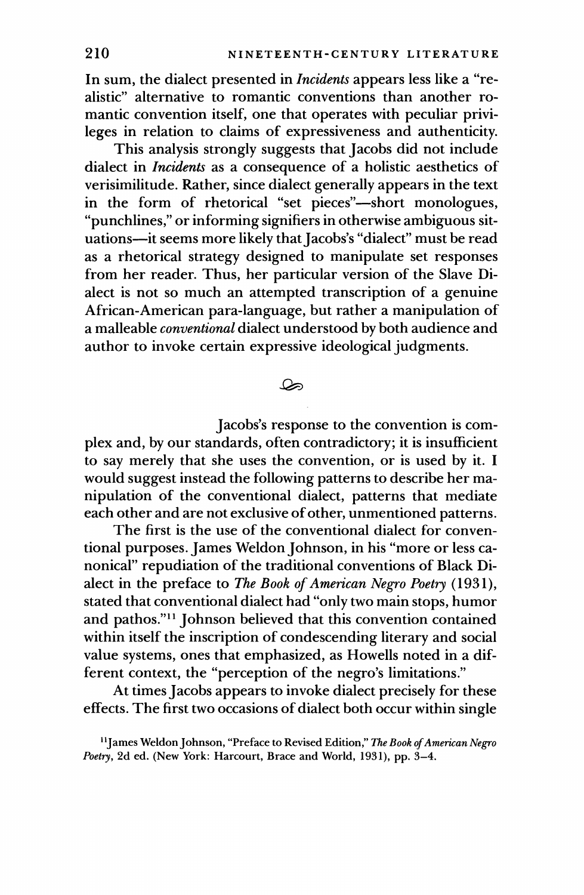In sum, the dialect presented in *Incidents* appears less like a "realistic" alternative to romantic conventions than another romantic convention itself, one that operates with peculiar privileges in relation to claims of expressiveness and authenticity.

This analysis strongly suggests that Jacobs did not include dialect in *Incidents* as a consequence of a holistic aesthetics of verisimilitude. Rather, since dialect generally appears in the text in the form of rhetorical "set pieces"—short monologues, "punchlines," or informing signifiers in otherwise ambiguous situations—it seems more likely that Jacobs's "dialect" must be read as a rhetorical strategy designed to manipulate set responses from her reader. Thus, her particular version of the Slave Dialect is not so much an attempted transcription of a genuine African-American para-language, but rather a manipulation of a malleable *conventional* dialect understood by both audience and author to invoke certain expressive ideological judgments.

Jacobs's response to the convention is complex and, by our standards, often contradictory; it is insufficient to say merely that she uses the convention, or is used by it. I would suggest instead the following patterns to describe her manipulation of the conventional dialect, patterns that mediate each other and are not exclusive of other, unmentioned patterns.

The first is the use of the conventional dialect for conventional purposes. James Weldon Johnson, in his "more or less canonical" repudiation of the traditional conventions of Black Dialect in the preface to *The Book of American Negro Poetry* (1931), stated that conventional dialect had "only two main stops, humor and pathos."[11] Johnson believed that this convention contained within itself the inscription of condescending literary and social value systems, ones that emphasized, as Howells noted in a different context, the "perception of the negro's limitations."

At times Jacobs appears to invoke dialect precisely for these effects. The first two occasions of dialect both occur within single

[11] James Weldon Johnson, "Preface to Revised Edition," *The Book of American Negro Poetry*, 2d ed. (New York: Harcourt, Brace and World, 1931), pp. 3–4.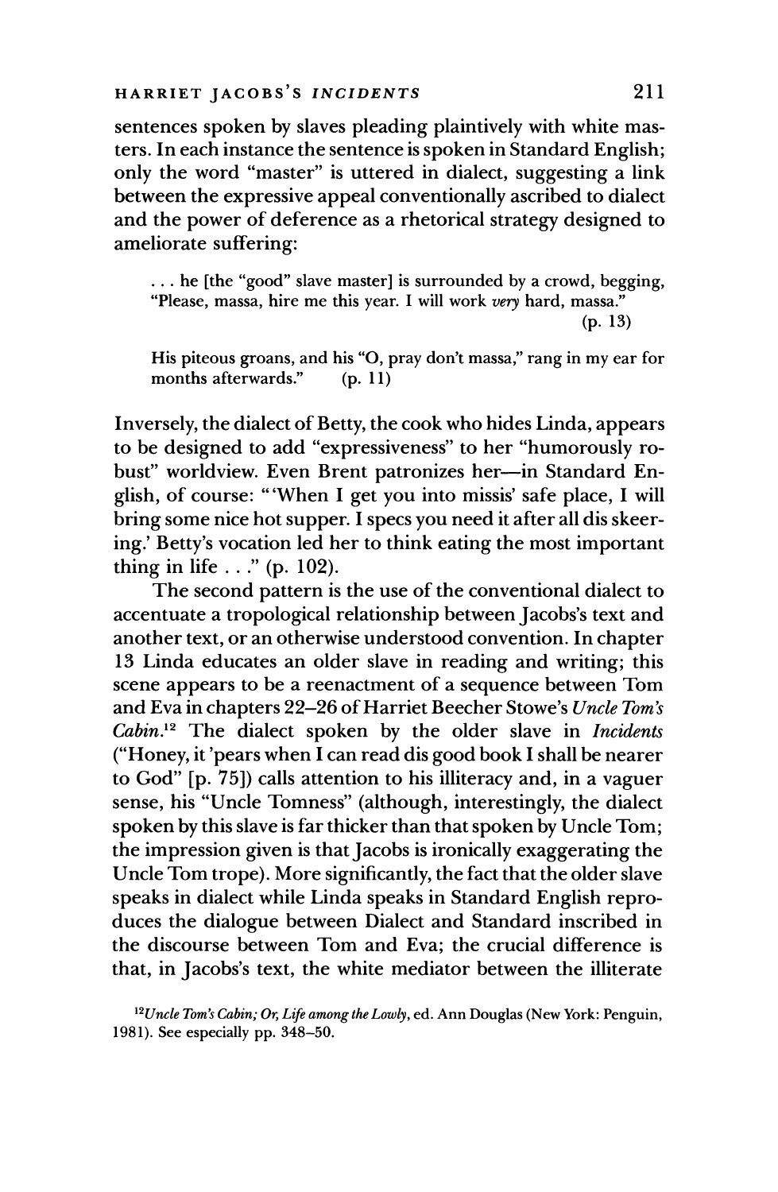sentences spoken by slaves pleading plaintively with white masters. In each instance the sentence is spoken in Standard English; only the word "master" is uttered in dialect, suggesting a link between the expressive appeal conventionally ascribed to dialect and the power of deference as a rhetorical strategy designed to ameliorate suffering:

> . . . he [the "good" slave master] is surrounded by a crowd, begging, "Please, massa, hire me this year. I will work *very* hard, massa." (p. 13)
>
> His piteous groans, and his "O, pray don't massa," rang in my ear for months afterwards." (p. 11)

Inversely, the dialect of Betty, the cook who hides Linda, appears to be designed to add "expressiveness" to her "humorously robust" worldview. Even Brent patronizes her—in Standard English, of course: "'When I get you into missis' safe place, I will bring some nice hot supper. I specs you need it after all dis skeering.' Betty's vocation led her to think eating the most important thing in life . . ." (p. 102).

The second pattern is the use of the conventional dialect to accentuate a tropological relationship between Jacobs's text and another text, or an otherwise understood convention. In chapter 13 Linda educates an older slave in reading and writing; this scene appears to be a reenactment of a sequence between Tom and Eva in chapters 22–26 of Harriet Beecher Stowe's *Uncle Tom's Cabin*.[12] The dialect spoken by the older slave in *Incidents* ("Honey, it 'pears when I can read dis good book I shall be nearer to God" [p. 75]) calls attention to his illiteracy and, in a vaguer sense, his "Uncle Tomness" (although, interestingly, the dialect spoken by this slave is far thicker than that spoken by Uncle Tom; the impression given is that Jacobs is ironically exaggerating the Uncle Tom trope). More significantly, the fact that the older slave speaks in dialect while Linda speaks in Standard English reproduces the dialogue between Dialect and Standard inscribed in the discourse between Tom and Eva; the crucial difference is that, in Jacobs's text, the white mediator between the illiterate

[12] *Uncle Tom's Cabin; Or, Life among the Lowly*, ed. Ann Douglas (New York: Penguin, 1981). See especially pp. 348–50.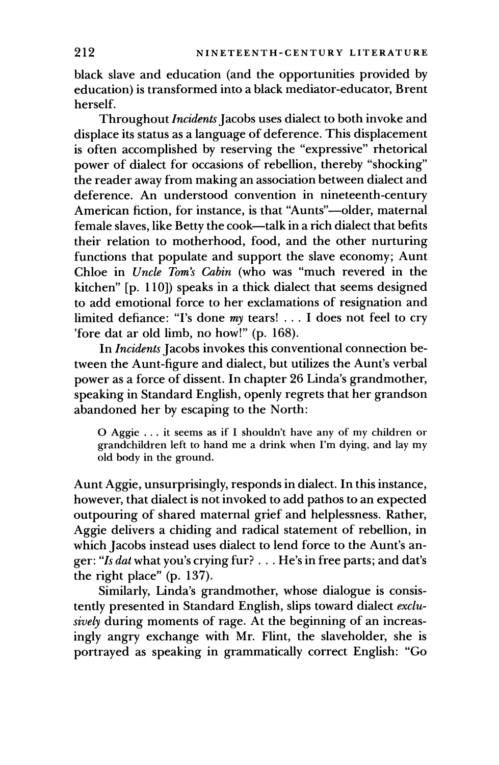black slave and education (and the opportunities provided by education) is transformed into a black mediator-educator, Brent herself.

Throughout *Incidents* Jacobs uses dialect to both invoke and displace its status as a language of deference. This displacement is often accomplished by reserving the "expressive" rhetorical power of dialect for occasions of rebellion, thereby "shocking" the reader away from making an association between dialect and deference. An understood convention in nineteenth-century American fiction, for instance, is that "Aunts"—older, maternal female slaves, like Betty the cook—talk in a rich dialect that befits their relation to motherhood, food, and the other nurturing functions that populate and support the slave economy; Aunt Chloe in *Uncle Tom's Cabin* (who was "much revered in the kitchen" [p. 110]) speaks in a thick dialect that seems designed to add emotional force to her exclamations of resignation and limited defiance: "I's done *my* tears! . . . I does not feel to cry 'fore dat ar old limb, no how!" (p. 168).

In *Incidents* Jacobs invokes this conventional connection between the Aunt-figure and dialect, but utilizes the Aunt's verbal power as a force of dissent. In chapter 26 Linda's grandmother, speaking in Standard English, openly regrets that her grandson abandoned her by escaping to the North:

> O Aggie . . . it seems as if I shouldn't have any of my children or grandchildren left to hand me a drink when I'm dying, and lay my old body in the ground.

Aunt Aggie, unsurprisingly, responds in dialect. In this instance, however, that dialect is not invoked to add pathos to an expected outpouring of shared maternal grief and helplessness. Rather, Aggie delivers a chiding and radical statement of rebellion, in which Jacobs instead uses dialect to lend force to the Aunt's anger: "*Is dat* what you's crying fur? . . . He's in free parts; and dat's the right place" (p. 137).

Similarly, Linda's grandmother, whose dialogue is consistently presented in Standard English, slips toward dialect *exclusively* during moments of rage. At the beginning of an increasingly angry exchange with Mr. Flint, the slaveholder, she is portrayed as speaking in grammatically correct English: "Go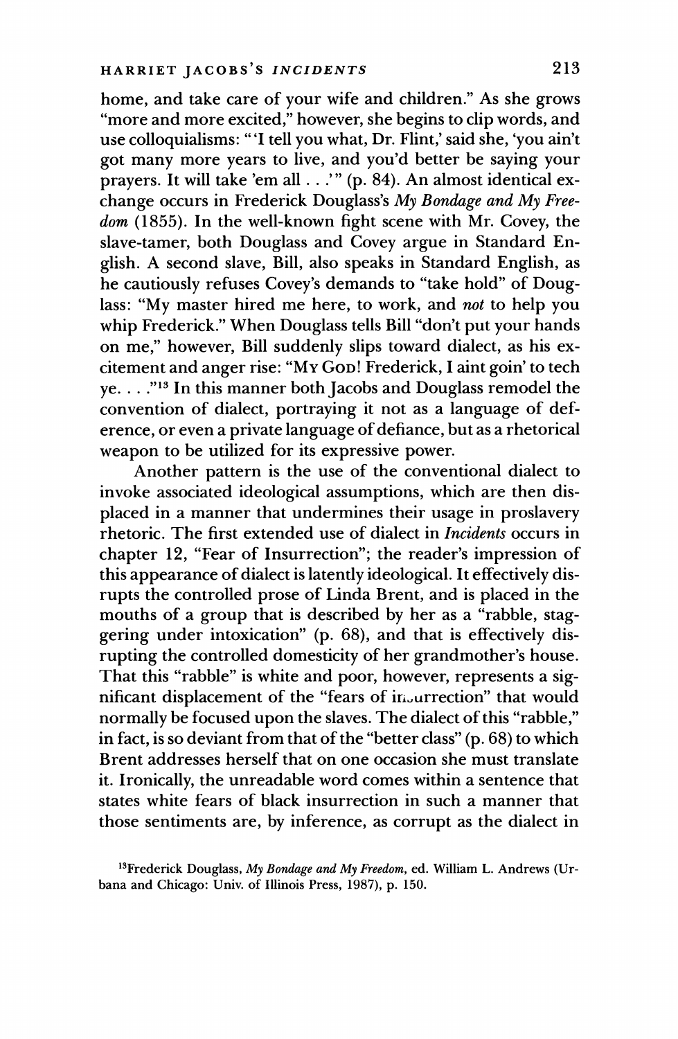home, and take care of your wife and children." As she grows "more and more excited," however, she begins to clip words, and use colloquialisms: "'I tell you what, Dr. Flint,' said she, 'you ain't got many more years to live, and you'd better be saying your prayers. It will take 'em all . . .'" (p. 84). An almost identical exchange occurs in Frederick Douglass's *My Bondage and My Freedom* (1855). In the well-known fight scene with Mr. Covey, the slave-tamer, both Douglass and Covey argue in Standard English. A second slave, Bill, also speaks in Standard English, as he cautiously refuses Covey's demands to "take hold" of Douglass: "My master hired me here, to work, and *not* to help you whip Frederick." When Douglass tells Bill "don't put your hands on me," however, Bill suddenly slips toward dialect, as his excitement and anger rise: "MY GOD! Frederick, I aint goin' to tech ye. . . ."[13] In this manner both Jacobs and Douglass remodel the convention of dialect, portraying it not as a language of deference, or even a private language of defiance, but as a rhetorical weapon to be utilized for its expressive power.

Another pattern is the use of the conventional dialect to invoke associated ideological assumptions, which are then displaced in a manner that undermines their usage in proslavery rhetoric. The first extended use of dialect in *Incidents* occurs in chapter 12, "Fear of Insurrection"; the reader's impression of this appearance of dialect is latently ideological. It effectively disrupts the controlled prose of Linda Brent, and is placed in the mouths of a group that is described by her as a "rabble, staggering under intoxication" (p. 68), and that is effectively disrupting the controlled domesticity of her grandmother's house. That this "rabble" is white and poor, however, represents a significant displacement of the "fears of insurrection" that would normally be focused upon the slaves. The dialect of this "rabble," in fact, is so deviant from that of the "better class" (p. 68) to which Brent addresses herself that on one occasion she must translate it. Ironically, the unreadable word comes within a sentence that states white fears of black insurrection in such a manner that those sentiments are, by inference, as corrupt as the dialect in

[13]Frederick Douglass, *My Bondage and My Freedom*, ed. William L. Andrews (Urbana and Chicago: Univ. of Illinois Press, 1987), p. 150.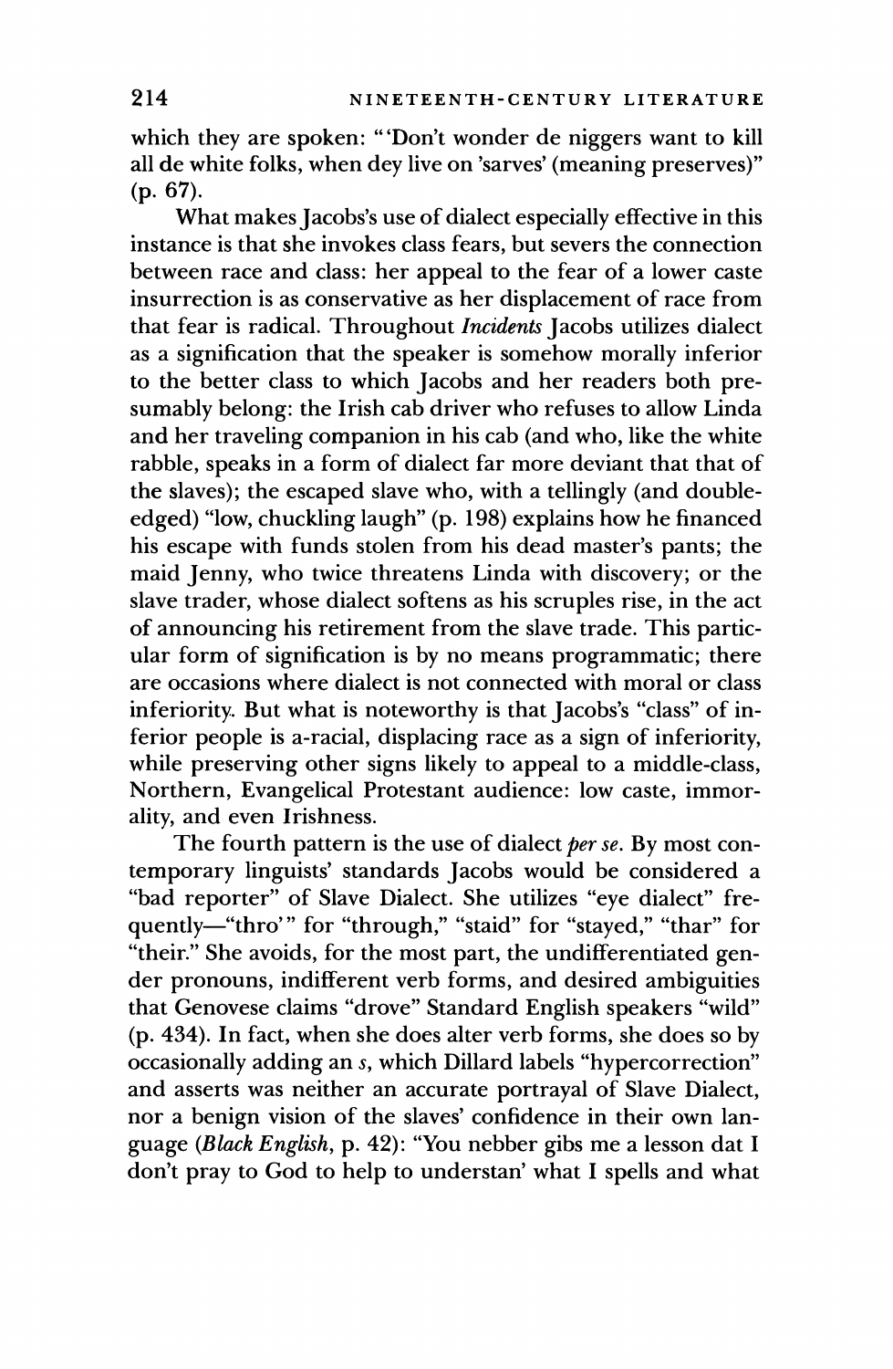which they are spoken: "'Don't wonder de niggers want to kill all de white folks, when dey live on 'sarves' (meaning preserves)" (p. 67).

What makes Jacobs's use of dialect especially effective in this instance is that she invokes class fears, but severs the connection between race and class: her appeal to the fear of a lower caste insurrection is as conservative as her displacement of race from that fear is radical. Throughout *Incidents* Jacobs utilizes dialect as a signification that the speaker is somehow morally inferior to the better class to which Jacobs and her readers both presumably belong: the Irish cab driver who refuses to allow Linda and her traveling companion in his cab (and who, like the white rabble, speaks in a form of dialect far more deviant that that of the slaves); the escaped slave who, with a tellingly (and double-edged) "low, chuckling laugh" (p. 198) explains how he financed his escape with funds stolen from his dead master's pants; the maid Jenny, who twice threatens Linda with discovery; or the slave trader, whose dialect softens as his scruples rise, in the act of announcing his retirement from the slave trade. This particular form of signification is by no means programmatic; there are occasions where dialect is not connected with moral or class inferiority. But what is noteworthy is that Jacobs's "class" of inferior people is a-racial, displacing race as a sign of inferiority, while preserving other signs likely to appeal to a middle-class, Northern, Evangelical Protestant audience: low caste, immorality, and even Irishness.

The fourth pattern is the use of dialect *per se*. By most contemporary linguists' standards Jacobs would be considered a "bad reporter" of Slave Dialect. She utilizes "eye dialect" frequently—"thro'" for "through," "staid" for "stayed," "thar" for "their." She avoids, for the most part, the undifferentiated gender pronouns, indifferent verb forms, and desired ambiguities that Genovese claims "drove" Standard English speakers "wild" (p. 434). In fact, when she does alter verb forms, she does so by occasionally adding an *s*, which Dillard labels "hypercorrection" and asserts was neither an accurate portrayal of Slave Dialect, nor a benign vision of the slaves' confidence in their own language (*Black English*, p. 42): "You nebber gibs me a lesson dat I don't pray to God to help to understan' what I spells and what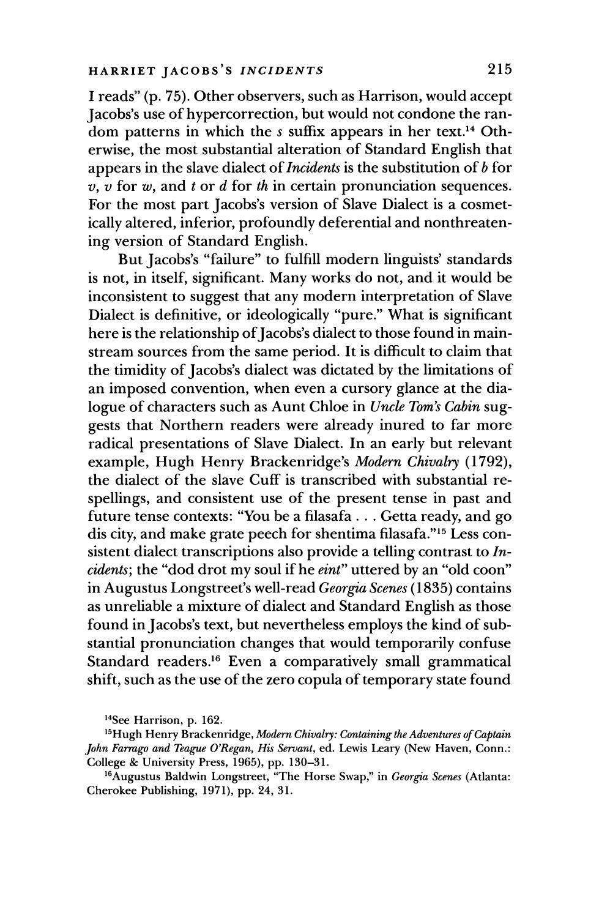I reads" (p. 75). Other observers, such as Harrison, would accept Jacobs's use of hypercorrection, but would not condone the random patterns in which the *s* suffix appears in her text.[14] Otherwise, the most substantial alteration of Standard English that appears in the slave dialect of *Incidents* is the substitution of *b* for *v*, *v* for *w*, and *t* or *d* for *th* in certain pronunciation sequences. For the most part Jacobs's version of Slave Dialect is a cosmetically altered, inferior, profoundly deferential and nonthreatening version of Standard English.

But Jacobs's "failure" to fulfill modern linguists' standards is not, in itself, significant. Many works do not, and it would be inconsistent to suggest that any modern interpretation of Slave Dialect is definitive, or ideologically "pure." What is significant here is the relationship of Jacobs's dialect to those found in mainstream sources from the same period. It is difficult to claim that the timidity of Jacobs's dialect was dictated by the limitations of an imposed convention, when even a cursory glance at the dialogue of characters such as Aunt Chloe in *Uncle Tom's Cabin* suggests that Northern readers were already inured to far more radical presentations of Slave Dialect. In an early but relevant example, Hugh Henry Brackenridge's *Modern Chivalry* (1792), the dialect of the slave Cuff is transcribed with substantial respellings, and consistent use of the present tense in past and future tense contexts: "You be a filasafa . . . Getta ready, and go dis city, and make grate peech for shentima filasafa."[15] Less consistent dialect transcriptions also provide a telling contrast to *Incidents*; the "dod drot my soul if he *eint*" uttered by an "old coon" in Augustus Longstreet's well-read *Georgia Scenes* (1835) contains as unreliable a mixture of dialect and Standard English as those found in Jacobs's text, but nevertheless employs the kind of substantial pronunciation changes that would temporarily confuse Standard readers.[16] Even a comparatively small grammatical shift, such as the use of the zero copula of temporary state found

---

[14]See Harrison, p. 162.

[15]Hugh Henry Brackenridge, *Modern Chivalry: Containing the Adventures of Captain John Farrago and Teague O'Regan, His Servant*, ed. Lewis Leary (New Haven, Conn.: College & University Press, 1965), pp. 130–31.

[16]Augustus Baldwin Longstreet, "The Horse Swap," in *Georgia Scenes* (Atlanta: Cherokee Publishing, 1971), pp. 24, 31.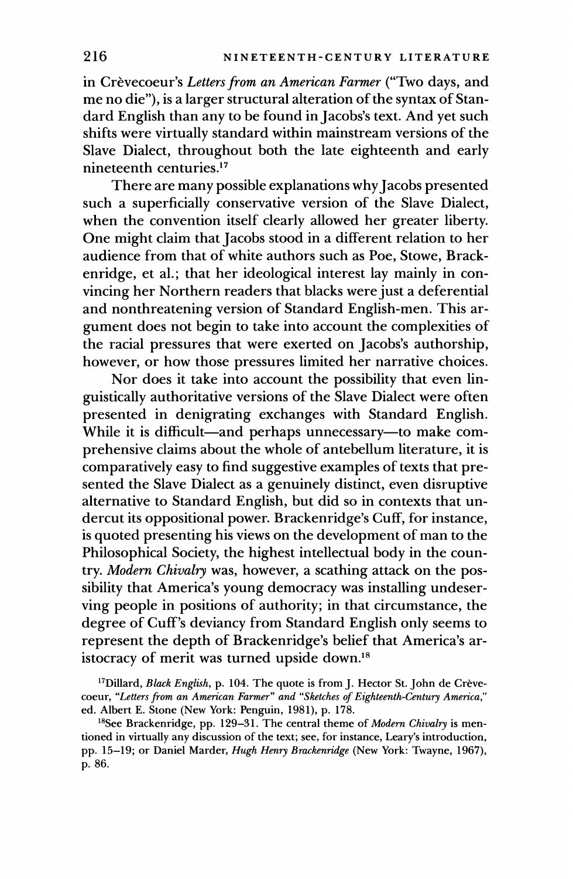in Crèvecoeur's *Letters from an American Farmer* ("Two days, and me no die"), is a larger structural alteration of the syntax of Standard English than any to be found in Jacobs's text. And yet such shifts were virtually standard within mainstream versions of the Slave Dialect, throughout both the late eighteenth and early nineteenth centuries.[17]

There are many possible explanations why Jacobs presented such a superficially conservative version of the Slave Dialect, when the convention itself clearly allowed her greater liberty. One might claim that Jacobs stood in a different relation to her audience from that of white authors such as Poe, Stowe, Brackenridge, et al.; that her ideological interest lay mainly in convincing her Northern readers that blacks were just a deferential and nonthreatening version of Standard English-men. This argument does not begin to take into account the complexities of the racial pressures that were exerted on Jacobs's authorship, however, or how those pressures limited her narrative choices.

Nor does it take into account the possibility that even linguistically authoritative versions of the Slave Dialect were often presented in denigrating exchanges with Standard English. While it is difficult—and perhaps unnecessary—to make comprehensive claims about the whole of antebellum literature, it is comparatively easy to find suggestive examples of texts that presented the Slave Dialect as a genuinely distinct, even disruptive alternative to Standard English, but did so in contexts that undercut its oppositional power. Brackenridge's Cuff, for instance, is quoted presenting his views on the development of man to the Philosophical Society, the highest intellectual body in the country. *Modern Chivalry* was, however, a scathing attack on the possibility that America's young democracy was installing undeserving people in positions of authority; in that circumstance, the degree of Cuff's deviancy from Standard English only seems to represent the depth of Brackenridge's belief that America's aristocracy of merit was turned upside down.[18]

[17] Dillard, *Black English*, p. 104. The quote is from J. Hector St. John de Crèvecoeur, *"Letters from an American Farmer" and "Sketches of Eighteenth-Century America,"* ed. Albert E. Stone (New York: Penguin, 1981), p. 178.

[18] See Brackenridge, pp. 129–31. The central theme of *Modern Chivalry* is mentioned in virtually any discussion of the text; see, for instance, Leary's introduction, pp. 15–19; or Daniel Marder, *Hugh Henry Brackenridge* (New York: Twayne, 1967), p. 86.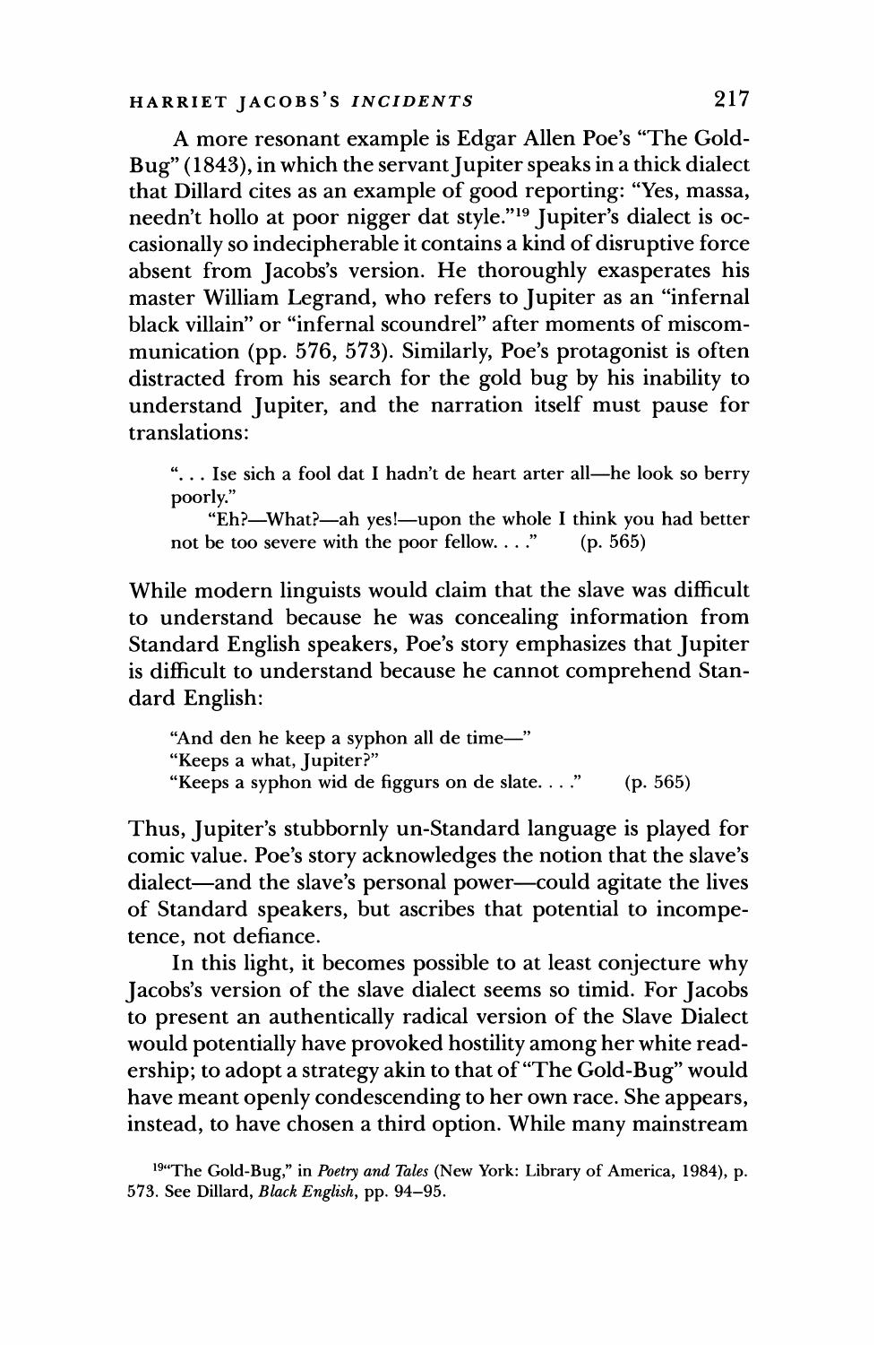A more resonant example is Edgar Allen Poe's "The Gold-Bug" (1843), in which the servant Jupiter speaks in a thick dialect that Dillard cites as an example of good reporting: "Yes, massa, needn't hollo at poor nigger dat style."[19] Jupiter's dialect is occasionally so indecipherable it contains a kind of disruptive force absent from Jacobs's version. He thoroughly exasperates his master William Legrand, who refers to Jupiter as an "infernal black villain" or "infernal scoundrel" after moments of miscommunication (pp. 576, 573). Similarly, Poe's protagonist is often distracted from his search for the gold bug by his inability to understand Jupiter, and the narration itself must pause for translations:

> ". . . Ise sich a fool dat I hadn't de heart arter all—he look so berry poorly."
>
> "Eh?—What?—ah yes!—upon the whole I think you had better not be too severe with the poor fellow. . . ." (p. 565)

While modern linguists would claim that the slave was difficult to understand because he was concealing information from Standard English speakers, Poe's story emphasizes that Jupiter is difficult to understand because he cannot comprehend Standard English:

> "And den he keep a syphon all de time—"
> "Keeps a what, Jupiter?"
> "Keeps a syphon wid de figgurs on de slate. . . ." (p. 565)

Thus, Jupiter's stubbornly un-Standard language is played for comic value. Poe's story acknowledges the notion that the slave's dialect—and the slave's personal power—could agitate the lives of Standard speakers, but ascribes that potential to incompetence, not defiance.

In this light, it becomes possible to at least conjecture why Jacobs's version of the slave dialect seems so timid. For Jacobs to present an authentically radical version of the Slave Dialect would potentially have provoked hostility among her white readership; to adopt a strategy akin to that of "The Gold-Bug" would have meant openly condescending to her own race. She appears, instead, to have chosen a third option. While many mainstream

[19] "The Gold-Bug," in *Poetry and Tales* (New York: Library of America, 1984), p. 573. See Dillard, *Black English*, pp. 94–95.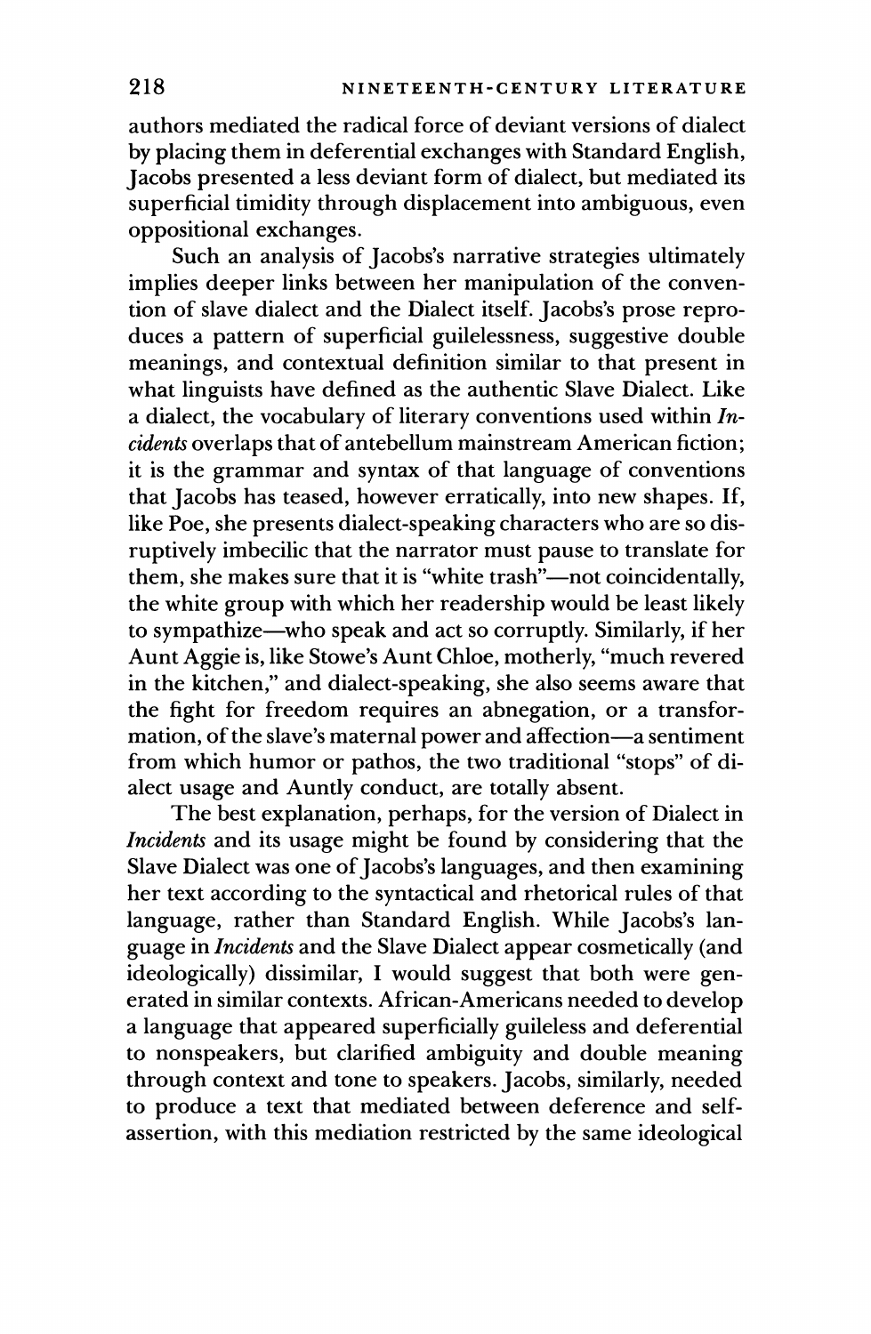authors mediated the radical force of deviant versions of dialect by placing them in deferential exchanges with Standard English, Jacobs presented a less deviant form of dialect, but mediated its superficial timidity through displacement into ambiguous, even oppositional exchanges.

Such an analysis of Jacobs's narrative strategies ultimately implies deeper links between her manipulation of the convention of slave dialect and the Dialect itself. Jacobs's prose reproduces a pattern of superficial guilelessness, suggestive double meanings, and contextual definition similar to that present in what linguists have defined as the authentic Slave Dialect. Like a dialect, the vocabulary of literary conventions used within *Incidents* overlaps that of antebellum mainstream American fiction; it is the grammar and syntax of that language of conventions that Jacobs has teased, however erratically, into new shapes. If, like Poe, she presents dialect-speaking characters who are so disruptively imbecilic that the narrator must pause to translate for them, she makes sure that it is "white trash"—not coincidentally, the white group with which her readership would be least likely to sympathize—who speak and act so corruptly. Similarly, if her Aunt Aggie is, like Stowe's Aunt Chloe, motherly, "much revered in the kitchen," and dialect-speaking, she also seems aware that the fight for freedom requires an abnegation, or a transformation, of the slave's maternal power and affection—a sentiment from which humor or pathos, the two traditional "stops" of dialect usage and Auntly conduct, are totally absent.

The best explanation, perhaps, for the version of Dialect in *Incidents* and its usage might be found by considering that the Slave Dialect was one of Jacobs's languages, and then examining her text according to the syntactical and rhetorical rules of that language, rather than Standard English. While Jacobs's language in *Incidents* and the Slave Dialect appear cosmetically (and ideologically) dissimilar, I would suggest that both were generated in similar contexts. African-Americans needed to develop a language that appeared superficially guileless and deferential to nonspeakers, but clarified ambiguity and double meaning through context and tone to speakers. Jacobs, similarly, needed to produce a text that mediated between deference and self-assertion, with this mediation restricted by the same ideological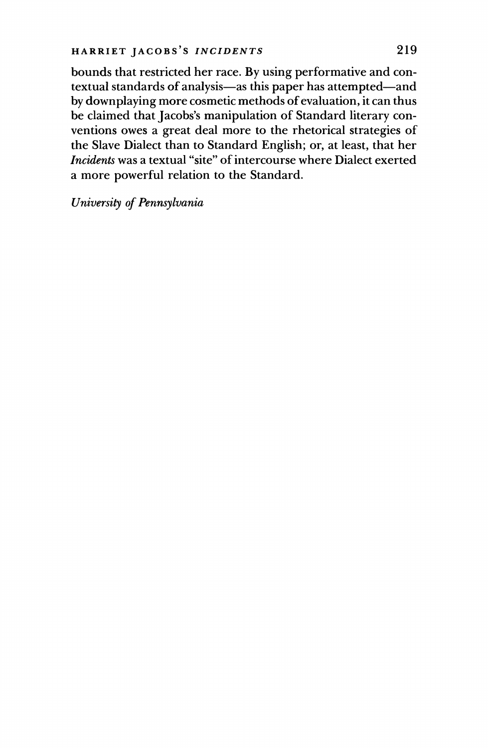bounds that restricted her race. By using performative and contextual standards of analysis—as this paper has attempted—and by downplaying more cosmetic methods of evaluation, it can thus be claimed that Jacobs's manipulation of Standard literary conventions owes a great deal more to the rhetorical strategies of the Slave Dialect than to Standard English; or, at least, that her *Incidents* was a textual "site" of intercourse where Dialect exerted a more powerful relation to the Standard.

*University of Pennsylvania*